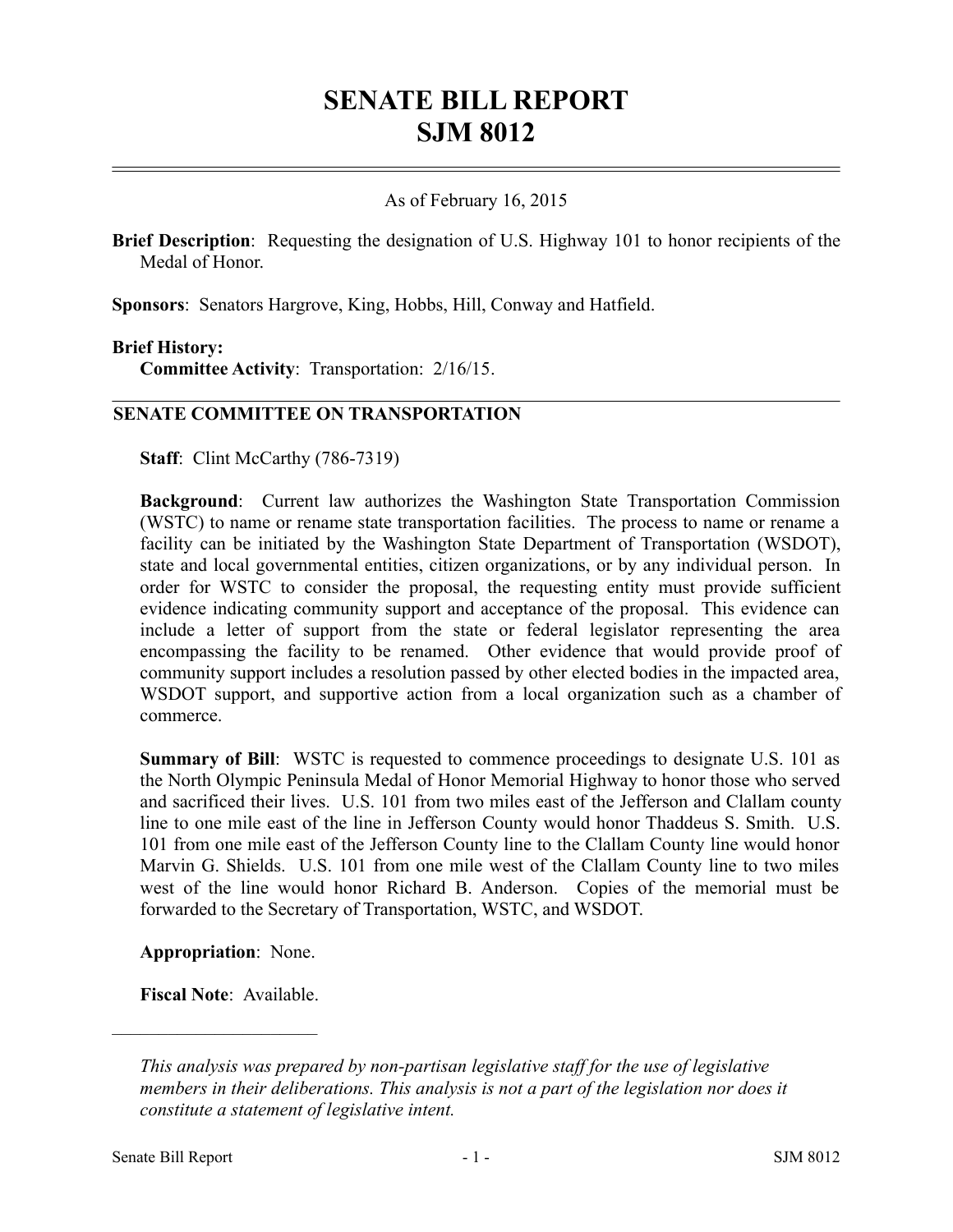# SENATE BILL REPORT
# SJM 8012

As of February 16, 2015

**Brief Description**: Requesting the designation of U.S. Highway 101 to honor recipients of the Medal of Honor.

**Sponsors**: Senators Hargrove, King, Hobbs, Hill, Conway and Hatfield.

**Brief History:**

**Committee Activity**: Transportation: 2/16/15.

## SENATE COMMITTEE ON TRANSPORTATION

**Staff**: Clint McCarthy (786-7319)

**Background**: Current law authorizes the Washington State Transportation Commission (WSTC) to name or rename state transportation facilities. The process to name or rename a facility can be initiated by the Washington State Department of Transportation (WSDOT), state and local governmental entities, citizen organizations, or by any individual person. In order for WSTC to consider the proposal, the requesting entity must provide sufficient evidence indicating community support and acceptance of the proposal. This evidence can include a letter of support from the state or federal legislator representing the area encompassing the facility to be renamed. Other evidence that would provide proof of community support includes a resolution passed by other elected bodies in the impacted area, WSDOT support, and supportive action from a local organization such as a chamber of commerce.

**Summary of Bill**: WSTC is requested to commence proceedings to designate U.S. 101 as the North Olympic Peninsula Medal of Honor Memorial Highway to honor those who served and sacrificed their lives. U.S. 101 from two miles east of the Jefferson and Clallam county line to one mile east of the line in Jefferson County would honor Thaddeus S. Smith. U.S. 101 from one mile east of the Jefferson County line to the Clallam County line would honor Marvin G. Shields. U.S. 101 from one mile west of the Clallam County line to two miles west of the line would honor Richard B. Anderson. Copies of the memorial must be forwarded to the Secretary of Transportation, WSTC, and WSDOT.

**Appropriation**: None.

**Fiscal Note**: Available.

---

*This analysis was prepared by non-partisan legislative staff for the use of legislative members in their deliberations. This analysis is not a part of the legislation nor does it constitute a statement of legislative intent.*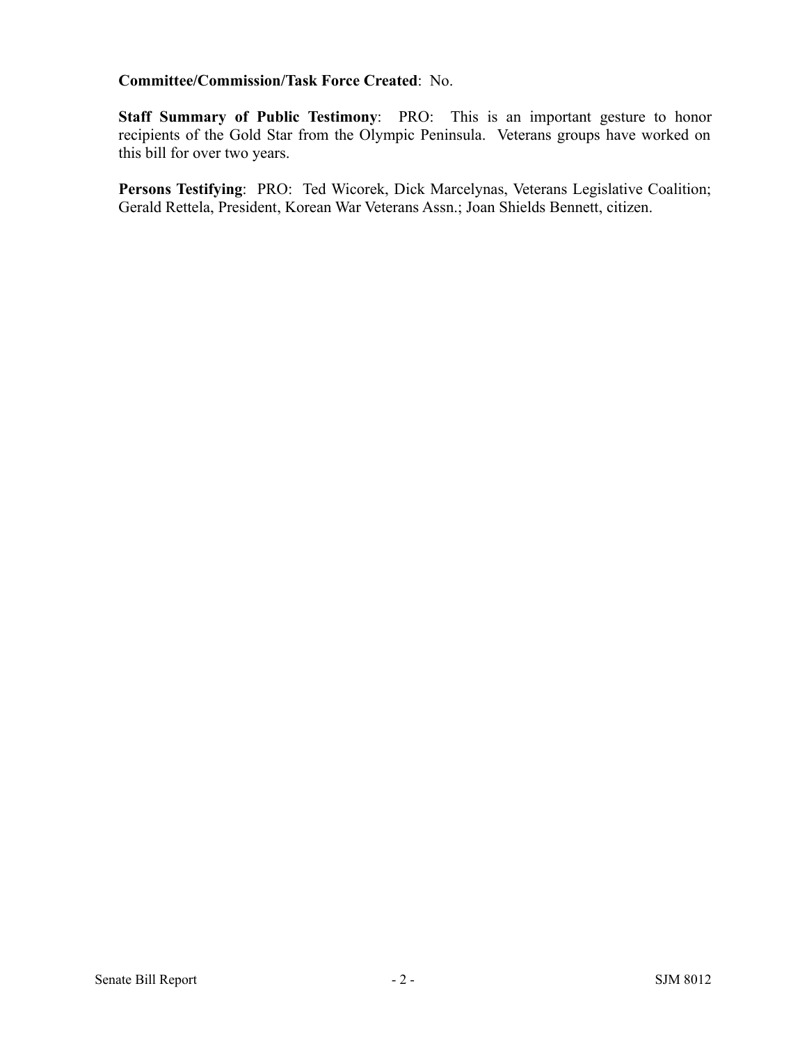**Committee/Commission/Task Force Created**: No.

**Staff Summary of Public Testimony**: PRO: This is an important gesture to honor recipients of the Gold Star from the Olympic Peninsula. Veterans groups have worked on this bill for over two years.

**Persons Testifying**: PRO: Ted Wicorek, Dick Marcelynas, Veterans Legislative Coalition; Gerald Rettela, President, Korean War Veterans Assn.; Joan Shields Bennett, citizen.